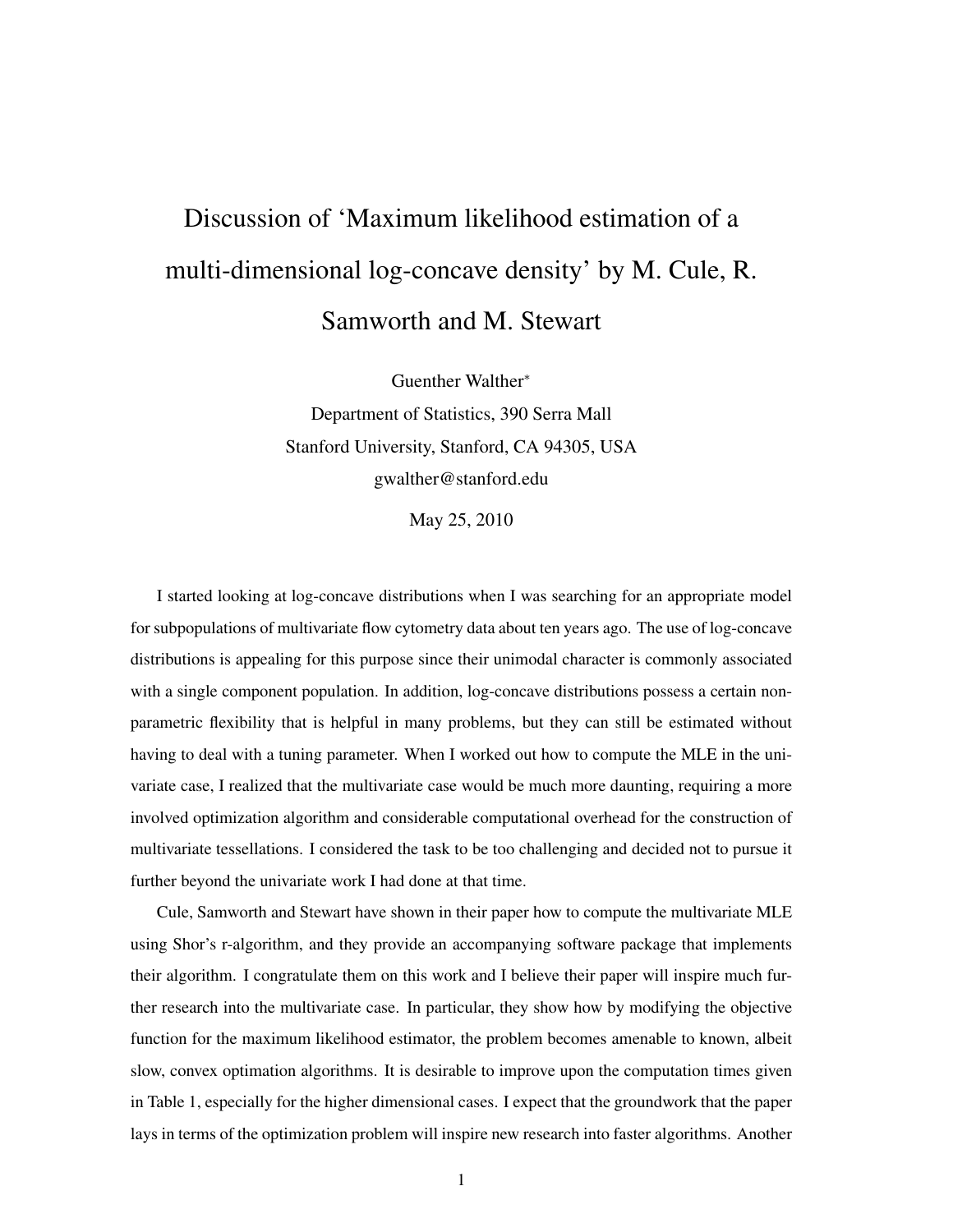# Discussion of 'Maximum likelihood estimation of a multi-dimensional log-concave density' by M. Cule, R. Samworth and M. Stewart

Guenther Walther*

Department of Statistics, 390 Serra Mall

Stanford University, Stanford, CA 94305, USA

gwalther@stanford.edu

May 25, 2010

I started looking at log-concave distributions when I was searching for an appropriate model for subpopulations of multivariate flow cytometry data about ten years ago. The use of log-concave distributions is appealing for this purpose since their unimodal character is commonly associated with a single component population. In addition, log-concave distributions possess a certain non-parametric flexibility that is helpful in many problems, but they can still be estimated without having to deal with a tuning parameter. When I worked out how to compute the MLE in the univariate case, I realized that the multivariate case would be much more daunting, requiring a more involved optimization algorithm and considerable computational overhead for the construction of multivariate tessellations. I considered the task to be too challenging and decided not to pursue it further beyond the univariate work I had done at that time.

Cule, Samworth and Stewart have shown in their paper how to compute the multivariate MLE using Shor's r-algorithm, and they provide an accompanying software package that implements their algorithm. I congratulate them on this work and I believe their paper will inspire much further research into the multivariate case. In particular, they show how by modifying the objective function for the maximum likelihood estimator, the problem becomes amenable to known, albeit slow, convex optimation algorithms. It is desirable to improve upon the computation times given in Table 1, especially for the higher dimensional cases. I expect that the groundwork that the paper lays in terms of the optimization problem will inspire new research into faster algorithms. Another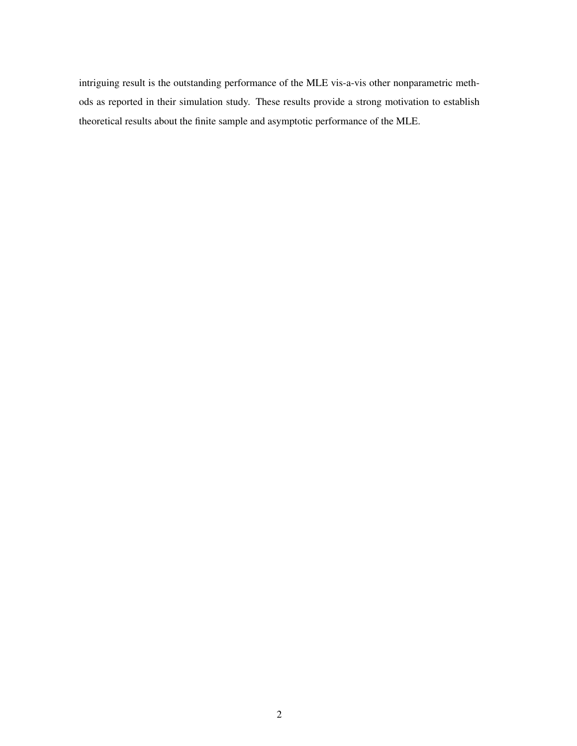intriguing result is the outstanding performance of the MLE vis-a-vis other nonparametric methods as reported in their simulation study. These results provide a strong motivation to establish theoretical results about the finite sample and asymptotic performance of the MLE.